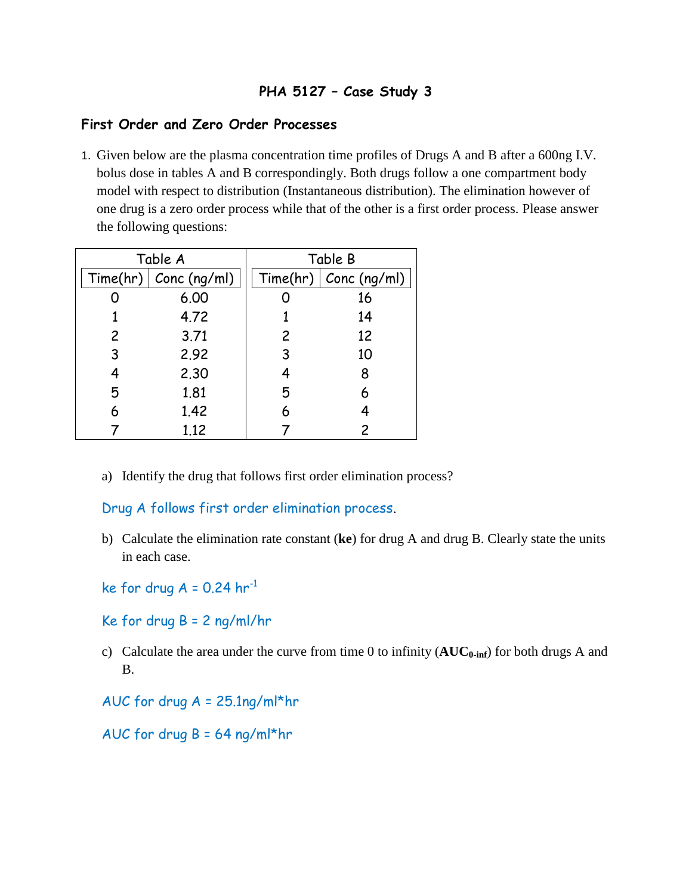# PHA 5127 – Case Study 3

## First Order and Zero Order Processes

1. Given below are the plasma concentration time profiles of Drugs A and B after a 600ng I.V. bolus dose in tables A and B correspondingly. Both drugs follow a one compartment body model with respect to distribution (Instantaneous distribution). The elimination however of one drug is a zero order process while that of the other is a first order process. Please answer the following questions:

| Table A | | Table B | |
|---|---|---|---|
| Time(hr) | Conc (ng/ml) | Time(hr) | Conc (ng/ml) |
| 0 | 6.00 | 0 | 16 |
| 1 | 4.72 | 1 | 14 |
| 2 | 3.71 | 2 | 12 |
| 3 | 2.92 | 3 | 10 |
| 4 | 2.30 | 4 | 8 |
| 5 | 1.81 | 5 | 6 |
| 6 | 1.42 | 6 | 4 |
| 7 | 1.12 | 7 | 2 |

a) Identify the drug that follows first order elimination process?

Drug A follows first order elimination process.

b) Calculate the elimination rate constant (**ke**) for drug A and drug B. Clearly state the units in each case.

ke for drug A = 0.24 $hr^{-1}$

Ke for drug B = 2 ng/ml/hr

c) Calculate the area under the curve from time 0 to infinity (**$AUC_{0\text{-}inf}$**) for both drugs A and B.

AUC for drug A = 25.1ng/ml*hr

AUC for drug B = 64 ng/ml*hr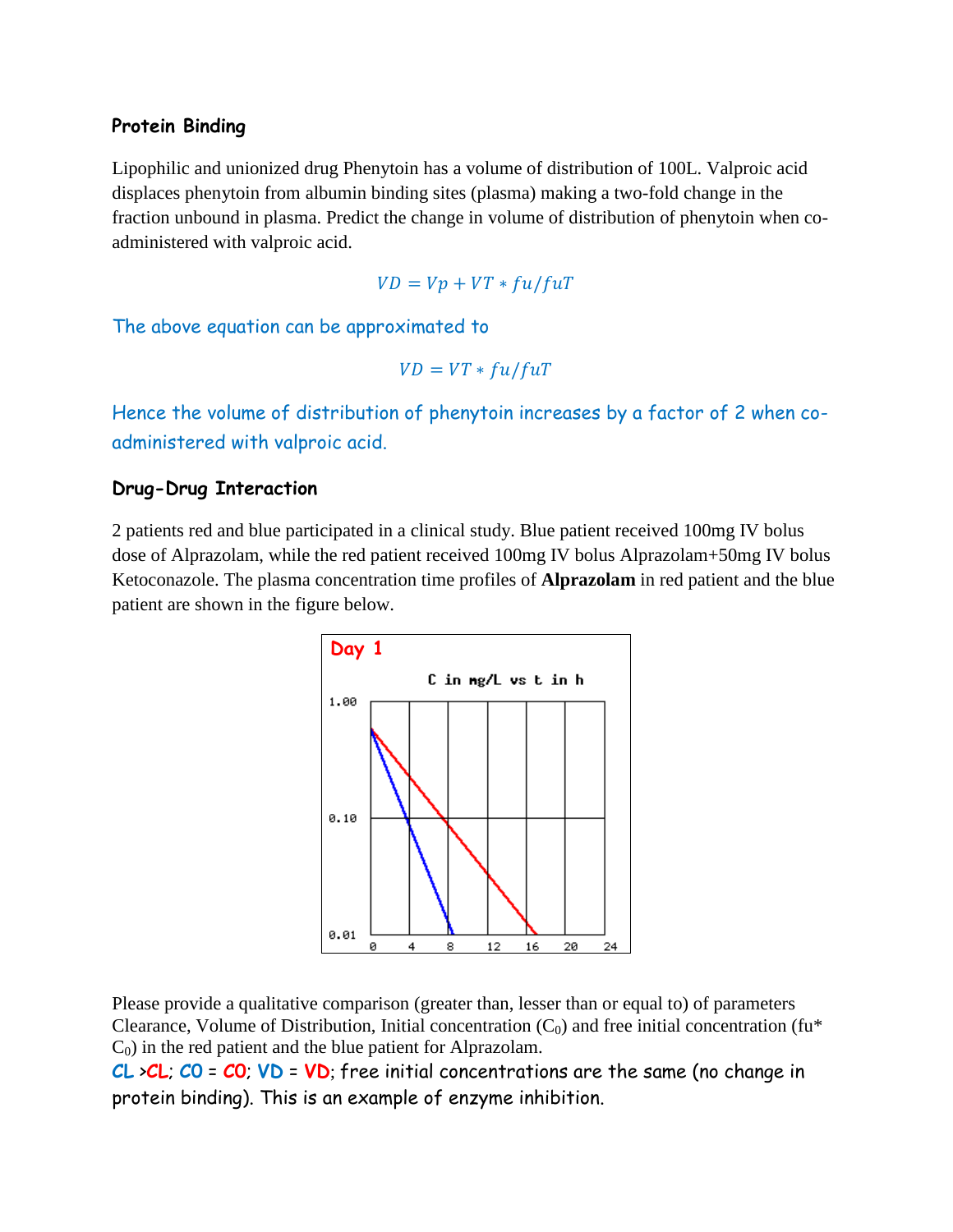### Protein Binding

Lipophilic and unionized drug Phenytoin has a volume of distribution of 100L. Valproic acid displaces phenytoin from albumin binding sites (plasma) making a two-fold change in the fraction unbound in plasma. Predict the change in volume of distribution of phenytoin when co-administered with valproic acid.

$$VD = Vp + VT * fu/fuT$$

The above equation can be approximated to

$$VD = VT * fu/fuT$$

Hence the volume of distribution of phenytoin increases by a factor of 2 when co-administered with valproic acid.

### Drug-Drug Interaction

2 patients red and blue participated in a clinical study. Blue patient received 100mg IV bolus dose of Alprazolam, while the red patient received 100mg IV bolus Alprazolam+50mg IV bolus Ketoconazole. The plasma concentration time profiles of **Alprazolam** in red patient and the blue patient are shown in the figure below.

Please provide a qualitative comparison (greater than, lesser than or equal to) of parameters Clearance, Volume of Distribution, Initial concentration ($C_0$) and free initial concentration ($fu * C_0$) in the red patient and the blue patient for Alprazolam.

CL >CL; C0 = C0; VD = VD; free initial concentrations are the same (no change in protein binding). This is an example of enzyme inhibition.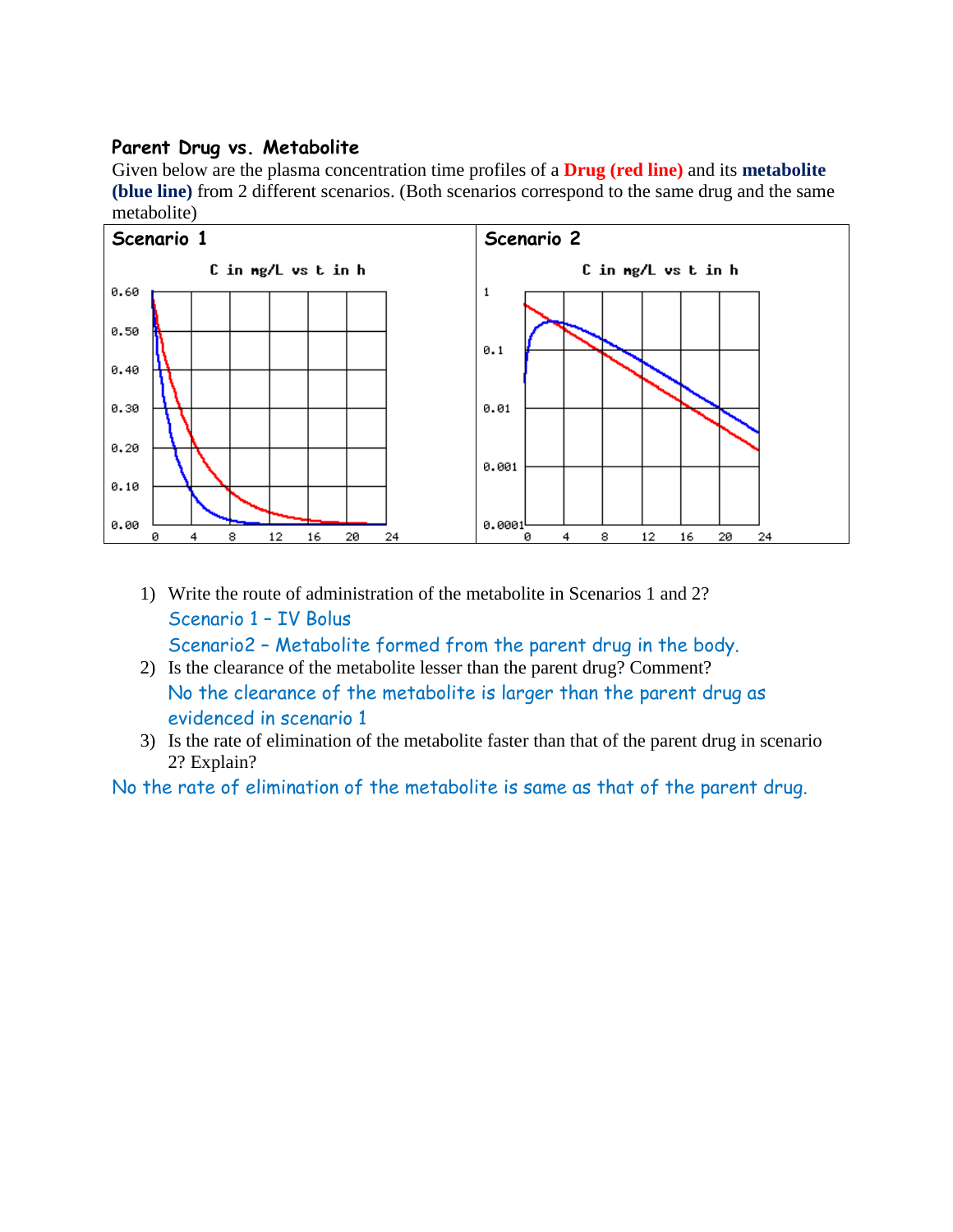### Parent Drug vs. Metabolite

Given below are the plasma concentration time profiles of a **Drug (red line)** and its **metabolite (blue line)** from 2 different scenarios. (Both scenarios correspond to the same drug and the same metabolite)

**Scenario 1**

C in mg/L vs t in h

0.60
0.50
0.40
0.30
0.20
0.10
0.00

0 4 8 12 16 20 24

**Scenario 2**

C in mg/L vs t in h

1
0.1
0.01
0.001
0.0001

0 4 8 12 16 20 24

1) Write the route of administration of the metabolite in Scenarios 1 and 2?

   Scenario 1 – IV Bolus

   Scenario2 – Metabolite formed from the parent drug in the body.

2) Is the clearance of the metabolite lesser than the parent drug? Comment?

   No the clearance of the metabolite is larger than the parent drug as evidenced in scenario 1

3) Is the rate of elimination of the metabolite faster than that of the parent drug in scenario 2? Explain?

No the rate of elimination of the metabolite is same as that of the parent drug.